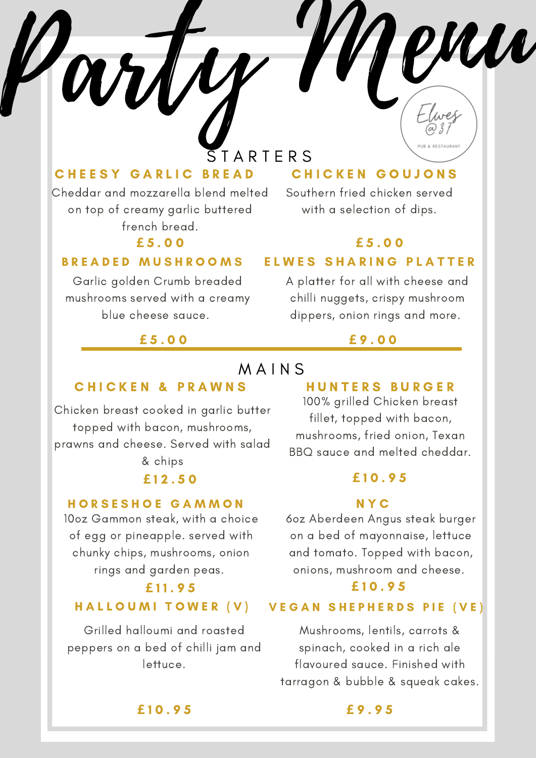# Party Menu

Elwes @37
PUB & RESTAURANT

## STARTERS

### CHEESY GARLIC BREAD

Cheddar and mozzarella blend melted on top of creamy garlic buttered french bread.

**£5.00**

### CHICKEN GOUJONS

Southern fried chicken served with a selection of dips.

**£5.00**

### BREADED MUSHROOMS

Garlic golden Crumb breaded mushrooms served with a creamy blue cheese sauce.

**£5.00**

### ELWES SHARING PLATTER

A platter for all with cheese and chilli nuggets, crispy mushroom dippers, onion rings and more.

**£9.00**

## MAINS

### CHICKEN & PRAWNS

Chicken breast cooked in garlic butter topped with bacon, mushrooms, prawns and cheese. Served with salad & chips

**£12.50**

### HUNTERS BURGER

100% grilled Chicken breast fillet, topped with bacon, mushrooms, fried onion, Texan BBQ sauce and melted cheddar.

**£10.95**

### HORSESHOE GAMMON

10oz Gammon steak, with a choice of egg or pineapple. served with chunky chips, mushrooms, onion rings and garden peas.

**£11.95**

### NYC

6oz Aberdeen Angus steak burger on a bed of mayonnaise, lettuce and tomato. Topped with bacon, onions, mushroom and cheese.

**£10.95**

### HALLOUMI TOWER (V)

Grilled halloumi and roasted peppers on a bed of chilli jam and lettuce.

**£10.95**

### VEGAN SHEPHERDS PIE (VE)

Mushrooms, lentils, carrots & spinach, cooked in a rich ale flavoured sauce. Finished with tarragon & bubble & squeak cakes.

**£9.95**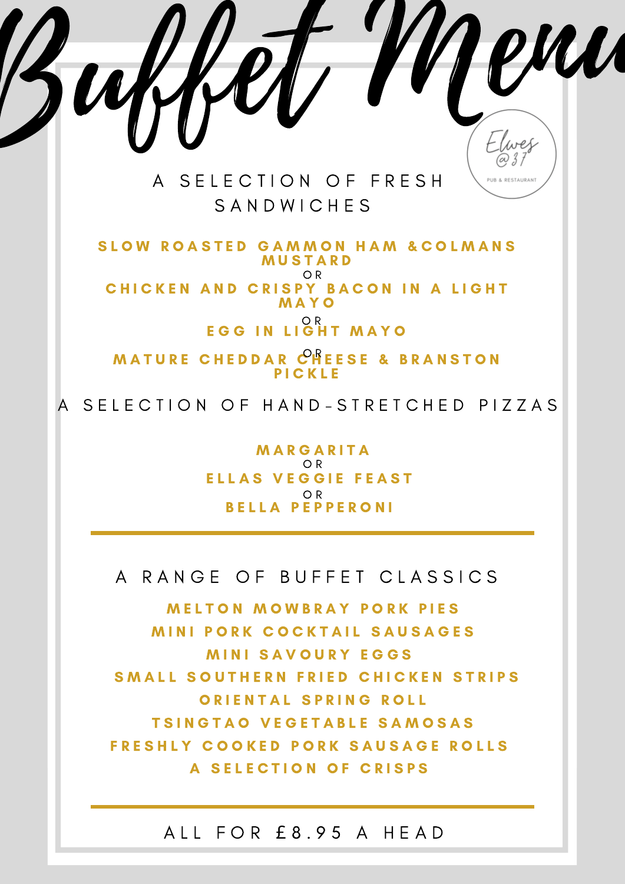# Buffet Menu

Elwes @37
PUB & RESTAURANT

## A SELECTION OF FRESH SANDWICHES

**SLOW ROASTED GAMMON HAM &COLMANS MUSTARD**
OR
**CHICKEN AND CRISPY BACON IN A LIGHT MAYO**
OR
**EGG IN LIGHT MAYO**
OR
**MATURE CHEDDAR CHEESE & BRANSTON PICKLE**

## A SELECTION OF HAND-STRETCHED PIZZAS

**MARGARITA**
OR
**ELLAS VEGGIE FEAST**
OR
**BELLA PEPPERONI**

---

## A RANGE OF BUFFET CLASSICS

**MELTON MOWBRAY PORK PIES**
**MINI PORK COCKTAIL SAUSAGES**
**MINI SAVOURY EGGS**
**SMALL SOUTHERN FRIED CHICKEN STRIPS**
**ORIENTAL SPRING ROLL**
**TSINGTAO VEGETABLE SAMOSAS**
**FRESHLY COOKED PORK SAUSAGE ROLLS**
**A SELECTION OF CRISPS**

---

ALL FOR £8.95 A HEAD